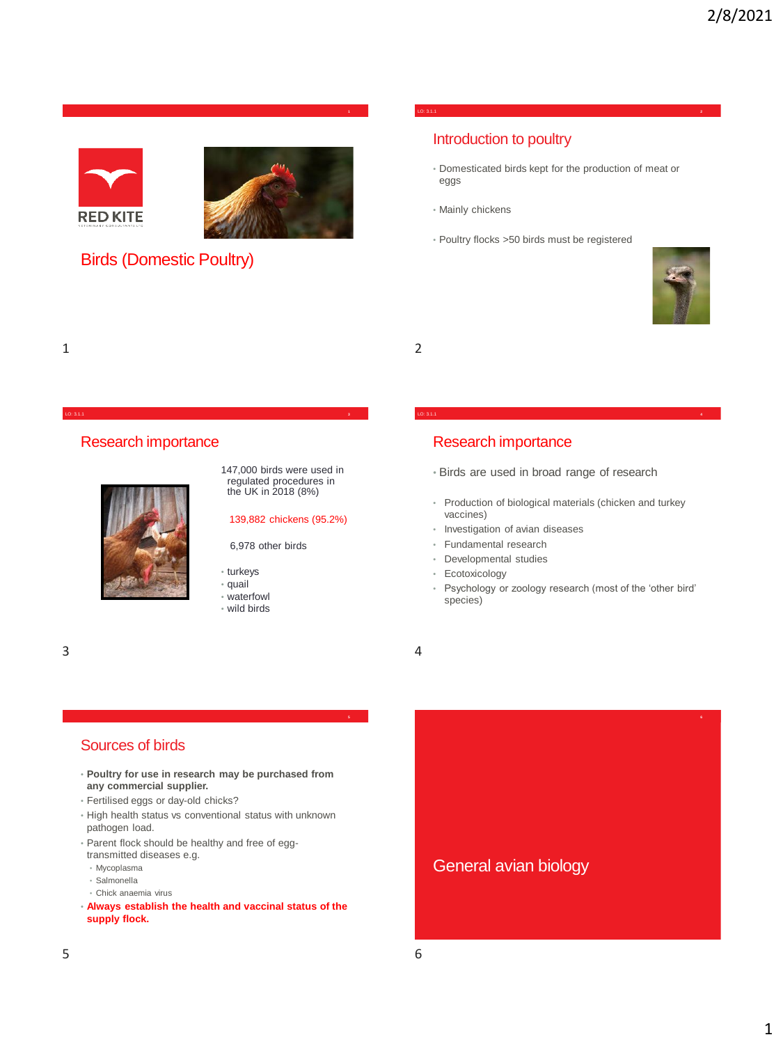# Birds (Domestic Poultry)

## Introduction to poultry

- Domesticated birds kept for the production of meat or eggs
- Mainly chickens
- Poultry flocks >50 birds must be registered

## Research importance

147,000 birds were used in regulated procedures in the UK in 2018 (8%)

139,882 chickens (95.2%)

6,978 other birds

- turkeys
- quail
- waterfowl
- wild birds

## Research importance

- Birds are used in broad range of research
  - Production of biological materials (chicken and turkey vaccines)
  - Investigation of avian diseases
  - Fundamental research
  - Developmental studies
  - Ecotoxicology
  - Psychology or zoology research (most of the 'other bird' species)

## Sources of birds

- **Poultry for use in research may be purchased from any commercial supplier.**
- Fertilised eggs or day-old chicks?
- High health status vs conventional status with unknown pathogen load.
- Parent flock should be healthy and free of egg-transmitted diseases e.g.
  - Mycoplasma
  - Salmonella
  - Chick anaemia virus
- **Always establish the health and vaccinal status of the supply flock.**

## General avian biology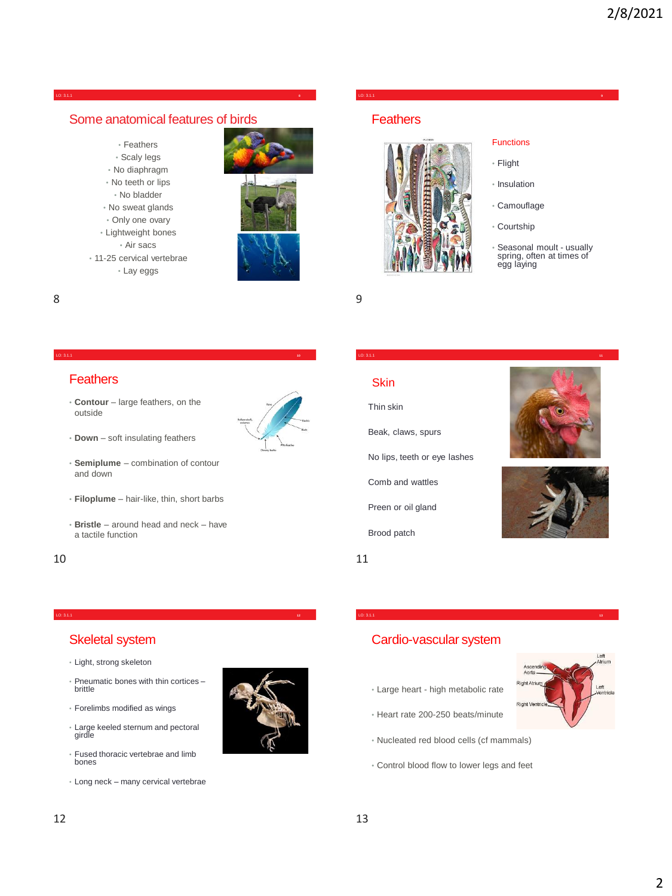## Some anatomical features of birds

- Feathers
- Scaly legs
- No diaphragm
- No teeth or lips
- No bladder
- No sweat glands
- Only one ovary
- Lightweight bones
- Air sacs
- 11-25 cervical vertebrae
- Lay eggs

## Feathers

**Functions**

- Flight
- Insulation
- Camouflage
- Courtship
- Seasonal moult - usually spring, often at times of egg laying

## Feathers

- **Contour** – large feathers, on the outside
- **Down** – soft insulating feathers
- **Semiplume** – combination of contour and down
- **Filoplume** – hair-like, thin, short barbs
- **Bristle** – around head and neck – have a tactile function

## Skin

Thin skin

Beak, claws, spurs

No lips, teeth or eye lashes

Comb and wattles

Preen or oil gland

Brood patch

## Skeletal system

- Light, strong skeleton
- Pneumatic bones with thin cortices – brittle
- Forelimbs modified as wings
- Large keeled sternum and pectoral girdle
- Fused thoracic vertebrae and limb bones
- Long neck – many cervical vertebrae

## Cardio-vascular system

- Large heart - high metabolic rate
- Heart rate 200-250 beats/minute
- Nucleated red blood cells (cf mammals)
- Control blood flow to lower legs and feet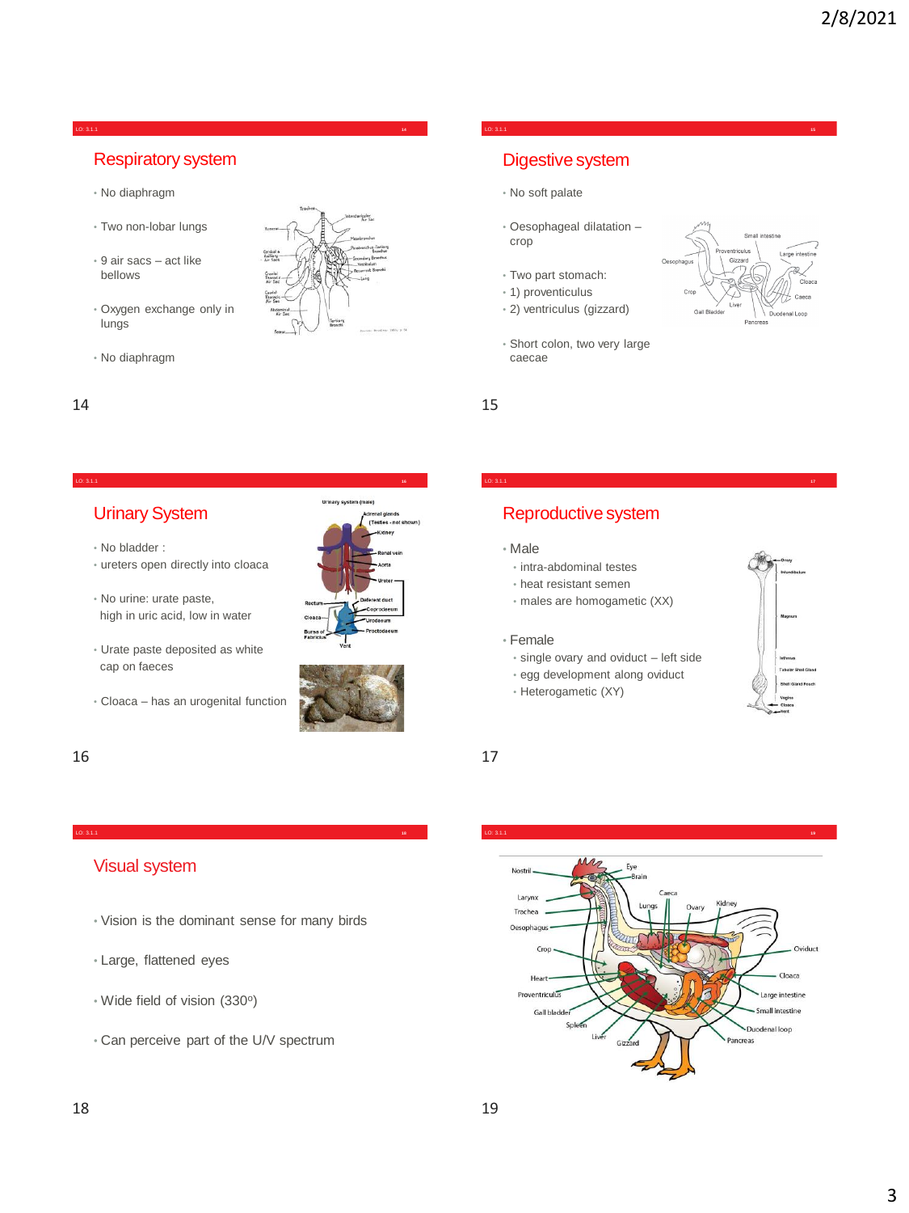## Respiratory system

- No diaphragm
- Two non-lobar lungs
- 9 air sacs – act like bellows
- Oxygen exchange only in lungs
- No diaphragm

## Digestive system

- No soft palate
- Oesophageal dilatation – crop
- Two part stomach:
- 1) proventiculus
- 2) ventriculus (gizzard)
- Short colon, two very large caecae

## Urinary System

- No bladder :
- ureters open directly into cloaca
- No urine: urate paste, high in uric acid, low in water
- Urate paste deposited as white cap on faeces
- Cloaca – has an urogenital function

## Reproductive system

- Male
  - intra-abdominal testes
  - heat resistant semen
  - males are homogametic (XX)
- Female
  - single ovary and oviduct – left side
  - egg development along oviduct
  - Heterogametic (XY)

## Visual system

- Vision is the dominant sense for many birds
- Large, flattened eyes
- Wide field of vision (330º)
- Can perceive part of the U/V spectrum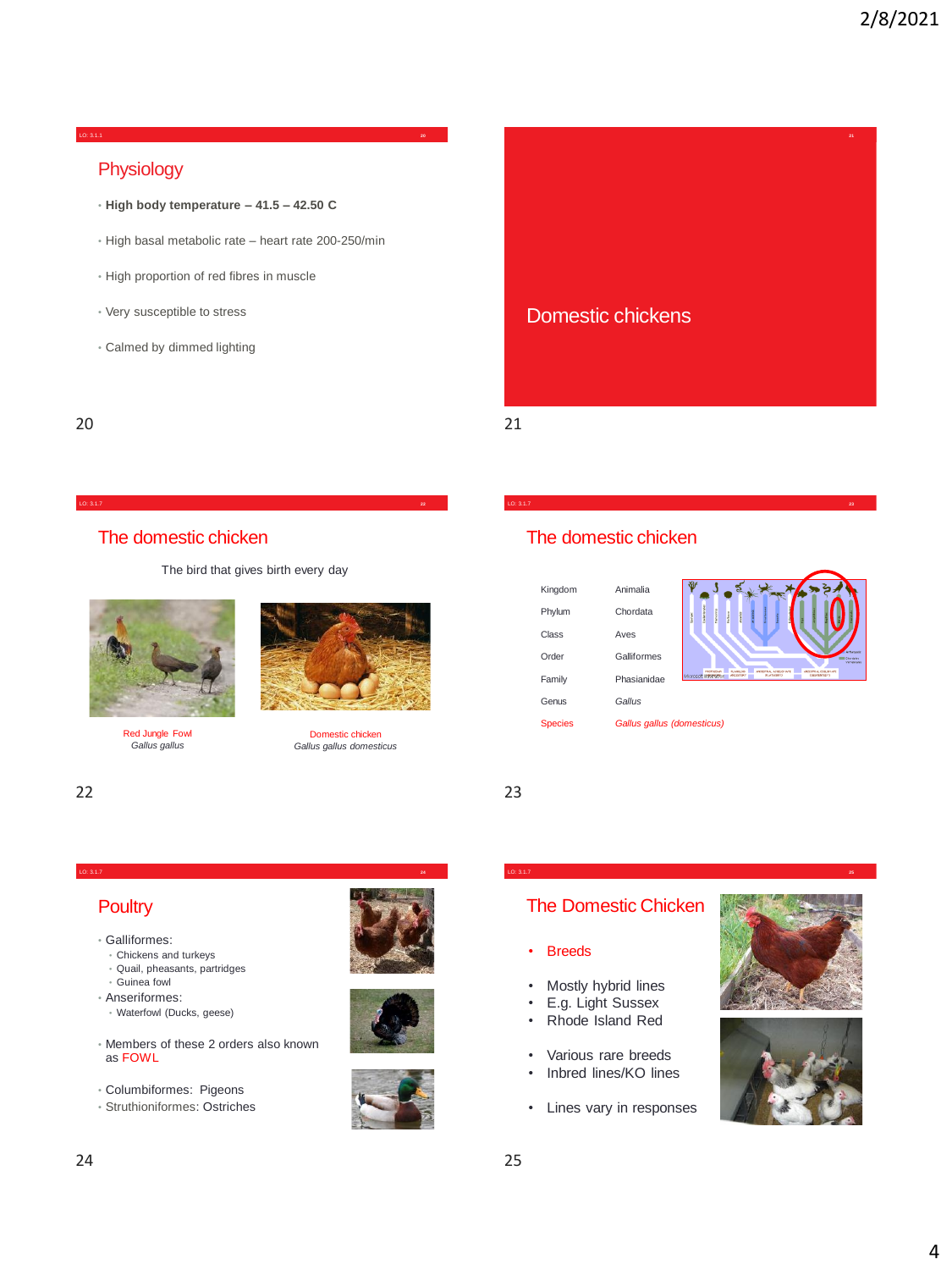## Physiology

- **High body temperature – 41.5 – 42.50 C**
- High basal metabolic rate – heart rate 200-250/min
- High proportion of red fibres in muscle
- Very susceptible to stress
- Calmed by dimmed lighting

## Domestic chickens

## The domestic chicken

The bird that gives birth every day

Red Jungle Fowl
*Gallus gallus*

Domestic chicken
*Gallus gallus domesticus*

## The domestic chicken

| | |
|---|---|
| Kingdom | Animalia |
| Phylum | Chordata |
| Class | Aves |
| Order | Galliformes |
| Family | Phasianidae |
| Genus | *Gallus* |
| Species | *Gallus gallus (domesticus)* |

## Poultry

- Galliformes:
  - Chickens and turkeys
  - Quail, pheasants, partridges
  - Guinea fowl
- Anseriformes:
  - Waterfowl (Ducks, geese)
- Members of these 2 orders also known as FOWL
- Columbiformes: Pigeons
- Struthioniformes: Ostriches

## The Domestic Chicken

- Breeds
- Mostly hybrid lines
- E.g. Light Sussex
- Rhode Island Red
- Various rare breeds
- Inbred lines/KO lines
- Lines vary in responses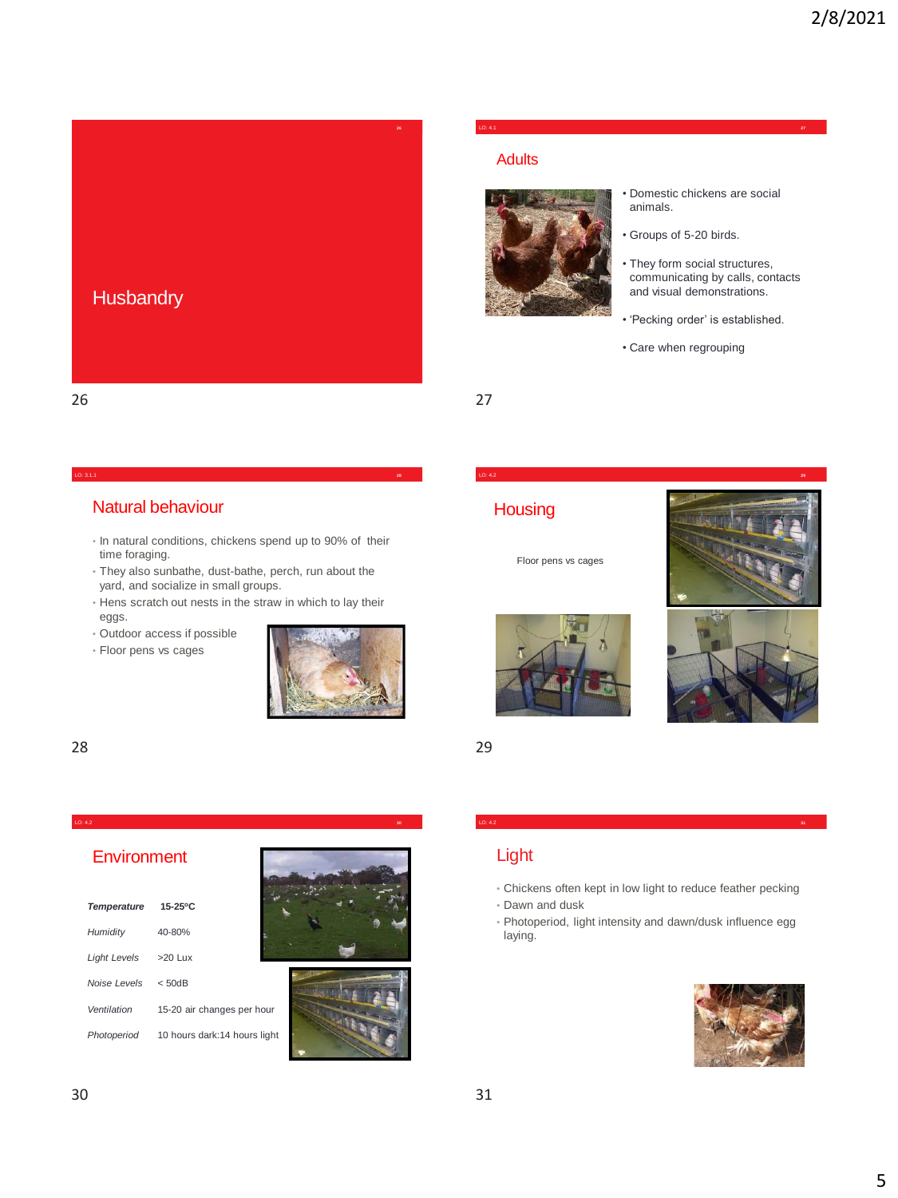## Husbandry

## Adults

- Domestic chickens are social animals.
- Groups of 5-20 birds.
- They form social structures, communicating by calls, contacts and visual demonstrations.
- 'Pecking order' is established.
- Care when regrouping

## Natural behaviour

- In natural conditions, chickens spend up to 90% of their time foraging.
- They also sunbathe, dust-bathe, perch, run about the yard, and socialize in small groups.
- Hens scratch out nests in the straw in which to lay their eggs.
- Outdoor access if possible
- Floor pens vs cages

## Housing

Floor pens vs cages

## Environment

| | |
|---|---|
| ***Temperature*** | **15-25ºC** |
| *Humidity* | 40-80% |
| *Light Levels* | >20 Lux |
| *Noise Levels* | < 50dB |
| *Ventilation* | 15-20 air changes per hour |
| *Photoperiod* | 10 hours dark:14 hours light |

## Light

- Chickens often kept in low light to reduce feather pecking
- Dawn and dusk
- Photoperiod, light intensity and dawn/dusk influence egg laying.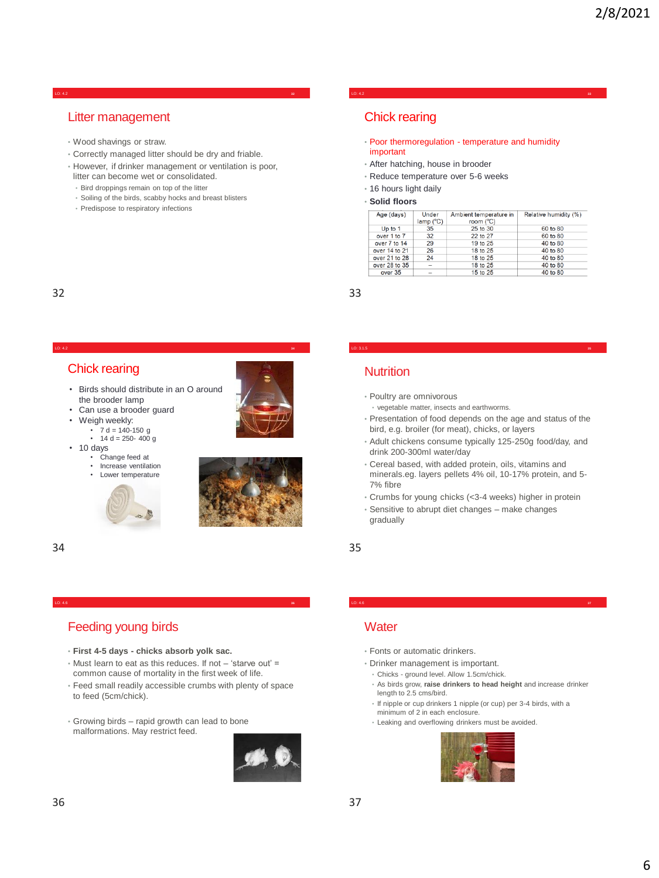## Litter management

- Wood shavings or straw.
- Correctly managed litter should be dry and friable.
- However, if drinker management or ventilation is poor, litter can become wet or consolidated.
  - Bird droppings remain on top of the litter
  - Soiling of the birds, scabby hocks and breast blisters
  - Predispose to respiratory infections

## Chick rearing

- Poor thermoregulation - temperature and humidity important
- After hatching, house in brooder
- Reduce temperature over 5-6 weeks
- 16 hours light daily
- **Solid floors**

| Age (days) | Under lamp (°C) | Ambient temperature in room (°C) | Relative humidity (%) |
|---|---|---|---|
| Up to 1 | 35 | 25 to 30 | 60 to 80 |
| over 1 to 7 | 32 | 22 to 27 | 60 to 80 |
| over 7 to 14 | 29 | 19 to 25 | 40 to 80 |
| over 14 to 21 | 26 | 18 to 25 | 40 to 80 |
| over 21 to 28 | 24 | 18 to 25 | 40 to 80 |
| over 28 to 35 | – | 18 to 25 | 40 to 80 |
| over 35 | – | 15 to 25 | 40 to 80 |

## Chick rearing

- Birds should distribute in an O around the brooder lamp
- Can use a brooder guard
- Weigh weekly:
  - 7 d = 140-150 g
  - 14 d = 250- 400 g
- 10 days
  - Change feed at
  - Increase ventilation
  - Lower temperature

## Nutrition

- Poultry are omnivorous
  - vegetable matter, insects and earthworms.
- Presentation of food depends on the age and status of the bird, e.g. broiler (for meat), chicks, or layers
- Adult chickens consume typically 125-250g food/day, and drink 200-300ml water/day
- Cereal based, with added protein, oils, vitamins and minerals.eg. layers pellets 4% oil, 10-17% protein, and 5-7% fibre
- Crumbs for young chicks (<3-4 weeks) higher in protein
- Sensitive to abrupt diet changes – make changes gradually

## Feeding young birds

- **First 4-5 days - chicks absorb yolk sac.**
- Must learn to eat as this reduces. If not – 'starve out' = common cause of mortality in the first week of life.
- Feed small readily accessible crumbs with plenty of space to feed (5cm/chick).
- Growing birds – rapid growth can lead to bone malformations. May restrict feed.

## Water

- Fonts or automatic drinkers.
- Drinker management is important.
  - Chicks - ground level. Allow 1.5cm/chick.
  - As birds grow, **raise drinkers to head height** and increase drinker length to 2.5 cms/bird.
  - If nipple or cup drinkers 1 nipple (or cup) per 3-4 birds, with a minimum of 2 in each enclosure.
  - Leaking and overflowing drinkers must be avoided.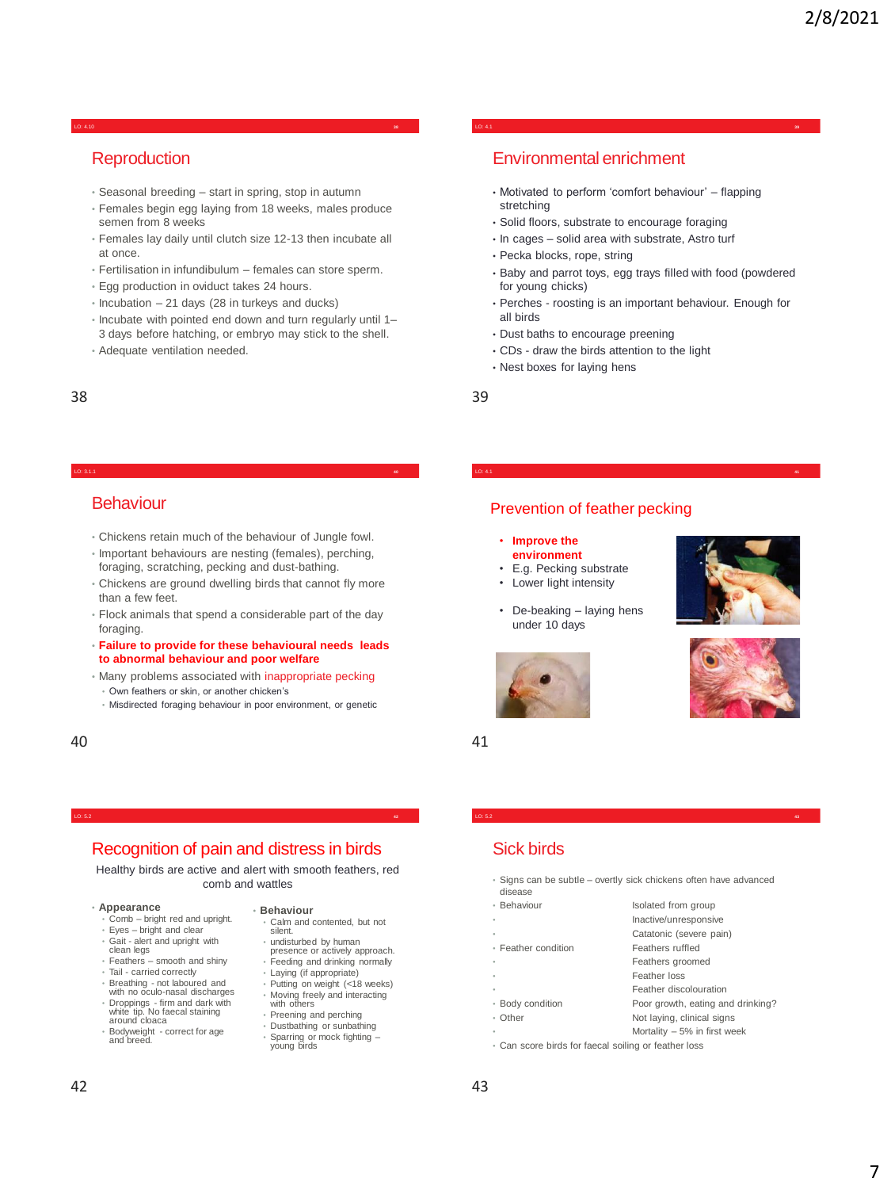## Reproduction

- Seasonal breeding – start in spring, stop in autumn
- Females begin egg laying from 18 weeks, males produce semen from 8 weeks
- Females lay daily until clutch size 12-13 then incubate all at once.
- Fertilisation in infundibulum – females can store sperm.
- Egg production in oviduct takes 24 hours.
- Incubation – 21 days (28 in turkeys and ducks)
- Incubate with pointed end down and turn regularly until 1–3 days before hatching, or embryo may stick to the shell.
- Adequate ventilation needed.

## Environmental enrichment

- Motivated to perform 'comfort behaviour' – flapping stretching
- Solid floors, substrate to encourage foraging
- In cages – solid area with substrate, Astro turf
- Pecka blocks, rope, string
- Baby and parrot toys, egg trays filled with food (powdered for young chicks)
- Perches - roosting is an important behaviour. Enough for all birds
- Dust baths to encourage preening
- CDs - draw the birds attention to the light
- Nest boxes for laying hens

## Behaviour

- Chickens retain much of the behaviour of Jungle fowl.
- Important behaviours are nesting (females), perching, foraging, scratching, pecking and dust-bathing.
- Chickens are ground dwelling birds that cannot fly more than a few feet.
- Flock animals that spend a considerable part of the day foraging.
- **Failure to provide for these behavioural needs leads to abnormal behaviour and poor welfare**
- Many problems associated with inappropriate pecking
  - Own feathers or skin, or another chicken's
  - Misdirected foraging behaviour in poor environment, or genetic

## Prevention of feather pecking

- **Improve the environment**
- E.g. Pecking substrate
- Lower light intensity
- De-beaking – laying hens under 10 days

## Recognition of pain and distress in birds

Healthy birds are active and alert with smooth feathers, red comb and wattles

- **Appearance**
  - Comb – bright red and upright.
  - Eyes – bright and clear
  - Gait - alert and upright with clean legs
  - Feathers – smooth and shiny
  - Tail - carried correctly
  - Breathing - not laboured and with no oculo-nasal discharges
  - Droppings - firm and dark with white tip. No faecal staining around cloaca
  - Bodyweight - correct for age and breed.
- **Behaviour**
  - Calm and contented, but not silent.
  - undisturbed by human presence or actively approach.
  - Feeding and drinking normally
  - Laying (if appropriate)
  - Putting on weight (<18 weeks)
  - Moving freely and interacting with others
  - Preening and perching
  - Dustbathing or sunbathing
  - Sparring or mock fighting – young birds

## Sick birds

- Signs can be subtle – overtly sick chickens often have advanced disease

| | |
|---|---|
| Behaviour | Isolated from group |
| | Inactive/unresponsive |
| | Catatonic (severe pain) |
| Feather condition | Feathers ruffled |
| | Feathers groomed |
| | Feather loss |
| | Feather discolouration |
| Body condition | Poor growth, eating and drinking? |
| Other | Not laying, clinical signs |
| | Mortality – 5% in first week |

- Can score birds for faecal soiling or feather loss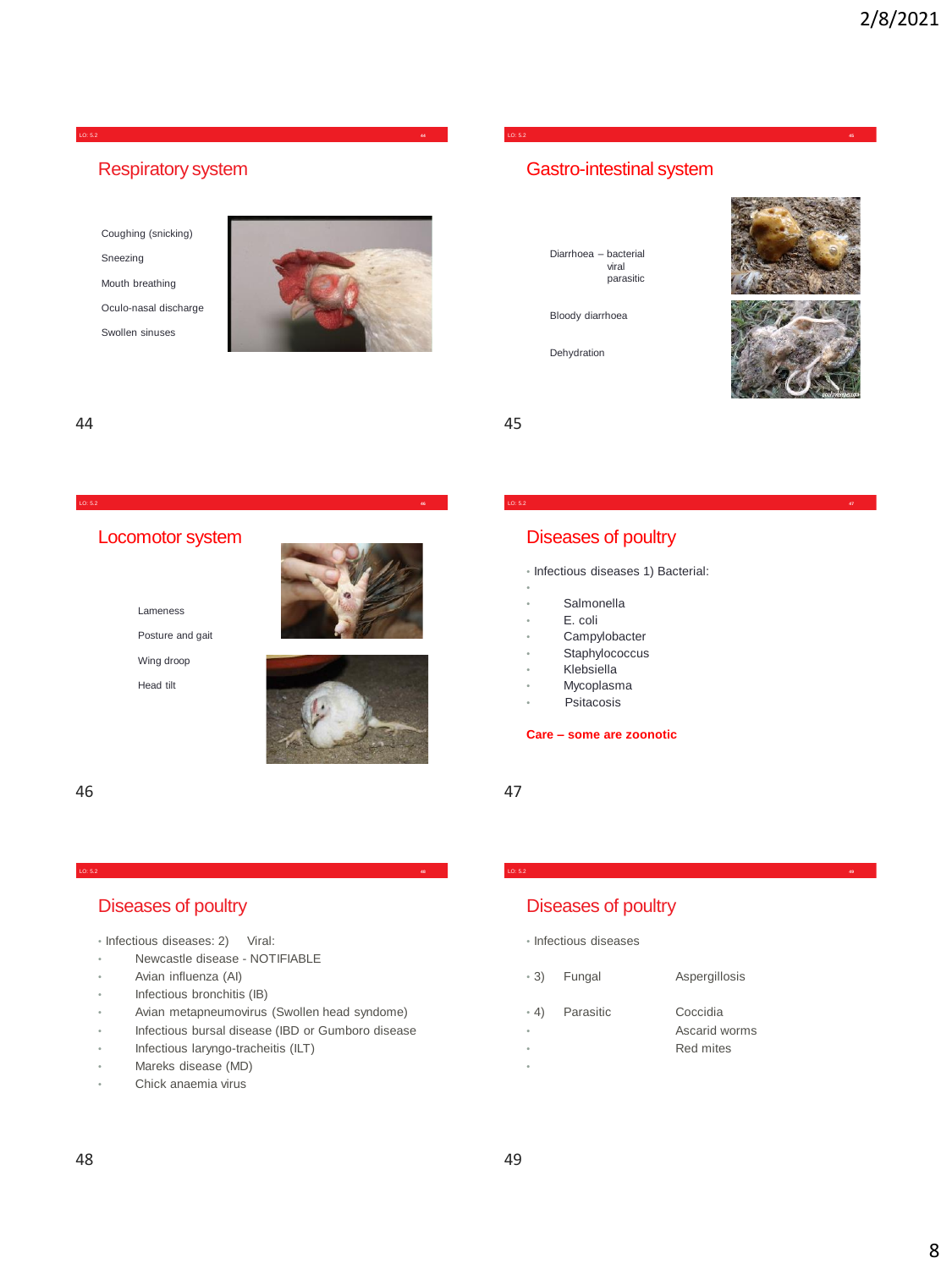## Respiratory system

Coughing (snicking)

Sneezing

Mouth breathing

Oculo-nasal discharge

Swollen sinuses

## Gastro-intestinal system

Diarrhoea – bacterial
viral
parasitic

Bloody diarrhoea

Dehydration

## Locomotor system

Lameness

Posture and gait

Wing droop

Head tilt

## Diseases of poultry

- Infectious diseases 1) Bacterial:
  - Salmonella
  - E. coli
  - Campylobacter
  - Staphylococcus
  - Klebsiella
  - Mycoplasma
  - Psitacosis

**Care – some are zoonotic**

## Diseases of poultry

- Infectious diseases: 2) Viral:
  - Newcastle disease - NOTIFIABLE
  - Avian influenza (AI)
  - Infectious bronchitis (IB)
  - Avian metapneumovirus (Swollen head syndome)
  - Infectious bursal disease (IBD or Gumboro disease
  - Infectious laryngo-tracheitis (ILT)
  - Mareks disease (MD)
  - Chick anaemia virus

## Diseases of poultry

- Infectious diseases
- 3) Fungal — Aspergillosis
- 4) Parasitic — Coccidia
  - Ascarid worms
  - Red mites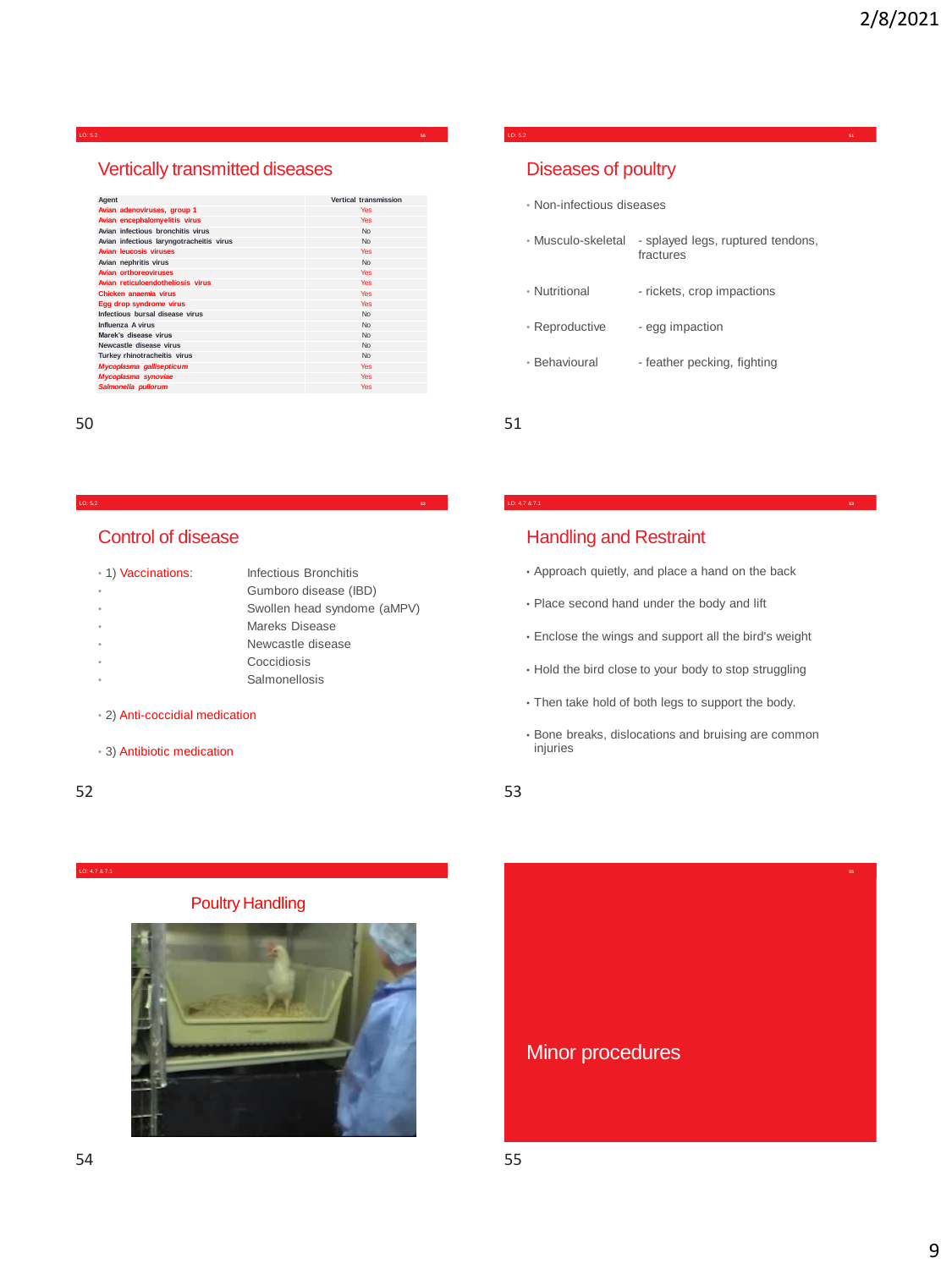## Vertically transmitted diseases

| Agent | Vertical transmission |
|---|---|
| Avian adenoviruses, group 1 | Yes |
| Avian encephalomyelitis virus | Yes |
| Avian infectious bronchitis virus | No |
| Avian infectious laryngotracheitis virus | No |
| Avian leucosis viruses | Yes |
| Avian nephritis virus | No |
| Avian orthoreoviruses | Yes |
| Avian reticuloendotheliosis virus | Yes |
| Chicken anaemia virus | Yes |
| Egg drop syndrome virus | Yes |
| Infectious bursal disease virus | No |
| Influenza A virus | No |
| Marek's disease virus | No |
| Newcastle disease virus | No |
| Turkey rhinotracheitis virus | No |
| *Mycoplasma gallisepticum* | Yes |
| *Mycoplasma synoviae* | Yes |
| *Salmonella pullorum* | Yes |

## Diseases of poultry

- Non-infectious diseases
- Musculo-skeletal - splayed legs, ruptured tendons, fractures
- Nutritional - rickets, crop impactions
- Reproductive - egg impaction
- Behavioural - feather pecking, fighting

## Control of disease

- 1) Vaccinations:
  - Infectious Bronchitis
  - Gumboro disease (IBD)
  - Swollen head syndome (aMPV)
  - Mareks Disease
  - Newcastle disease
  - Coccidiosis
  - Salmonellosis
- 2) Anti-coccidial medication
- 3) Antibiotic medication

## Handling and Restraint

- Approach quietly, and place a hand on the back
- Place second hand under the body and lift
- Enclose the wings and support all the bird's weight
- Hold the bird close to your body to stop struggling
- Then take hold of both legs to support the body.
- Bone breaks, dislocations and bruising are common injuries

## Poultry Handling

## Minor procedures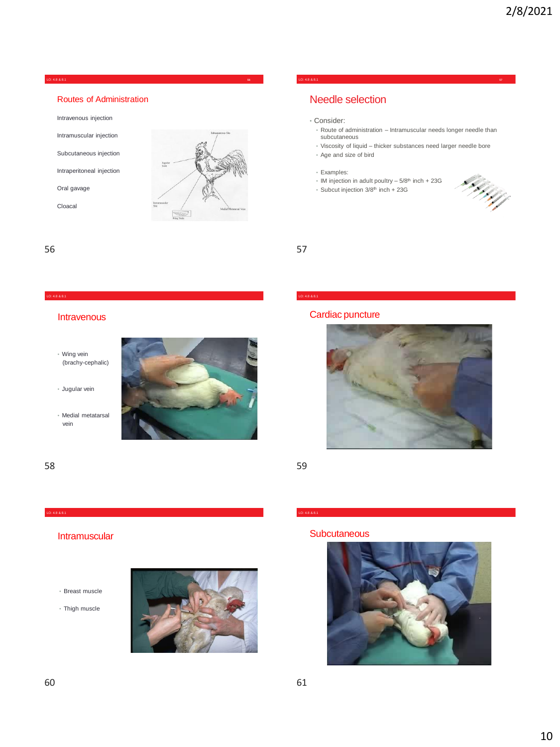## Routes of Administration

Intravenous injection

Intramuscular injection

Subcutaneous injection

Intraperitoneal injection

Oral gavage

Cloacal

## Needle selection

- Consider:
  - Route of administration – Intramuscular needs longer needle than subcutaneous
  - Viscosity of liquid – thicker substances need larger needle bore
  - Age and size of bird
- Examples:
  - IM injection in adult poultry – 5/8$^{th}$ inch + 23G
  - Subcut injection 3/8$^{th}$ inch + 23G

## Intravenous

- Wing vein (brachy-cephalic)
- Jugular vein
- Medial metatarsal vein

## Cardiac puncture

## Intramuscular

- Breast muscle
- Thigh muscle

## Subcutaneous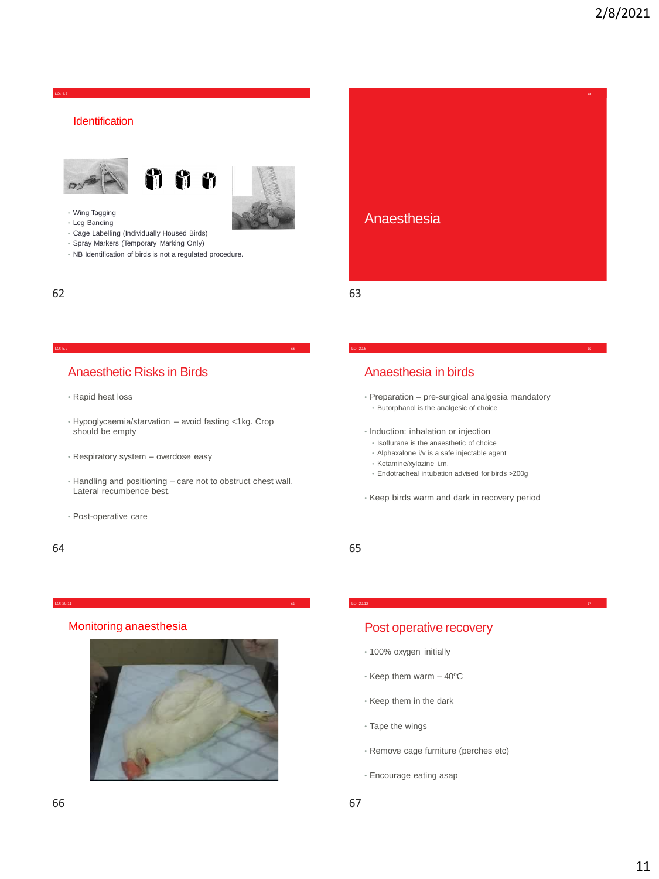## Identification

- Wing Tagging
- Leg Banding
- Cage Labelling (Individually Housed Birds)
- Spray Markers (Temporary Marking Only)
- NB Identification of birds is not a regulated procedure.

## Anaesthesia

## Anaesthetic Risks in Birds

- Rapid heat loss
- Hypoglycaemia/starvation – avoid fasting <1kg. Crop should be empty
- Respiratory system – overdose easy
- Handling and positioning – care not to obstruct chest wall. Lateral recumbence best.
- Post-operative care

## Anaesthesia in birds

- Preparation – pre-surgical analgesia mandatory
  - Butorphanol is the analgesic of choice
- Induction: inhalation or injection
  - Isoflurane is the anaesthetic of choice
  - Alphaxalone i/v is a safe injectable agent
  - Ketamine/xylazine i.m.
  - Endotracheal intubation advised for birds >200g
- Keep birds warm and dark in recovery period

## Monitoring anaesthesia

## Post operative recovery

- 100% oxygen initially
- Keep them warm – 40$^{o}$C
- Keep them in the dark
- Tape the wings
- Remove cage furniture (perches etc)
- Encourage eating asap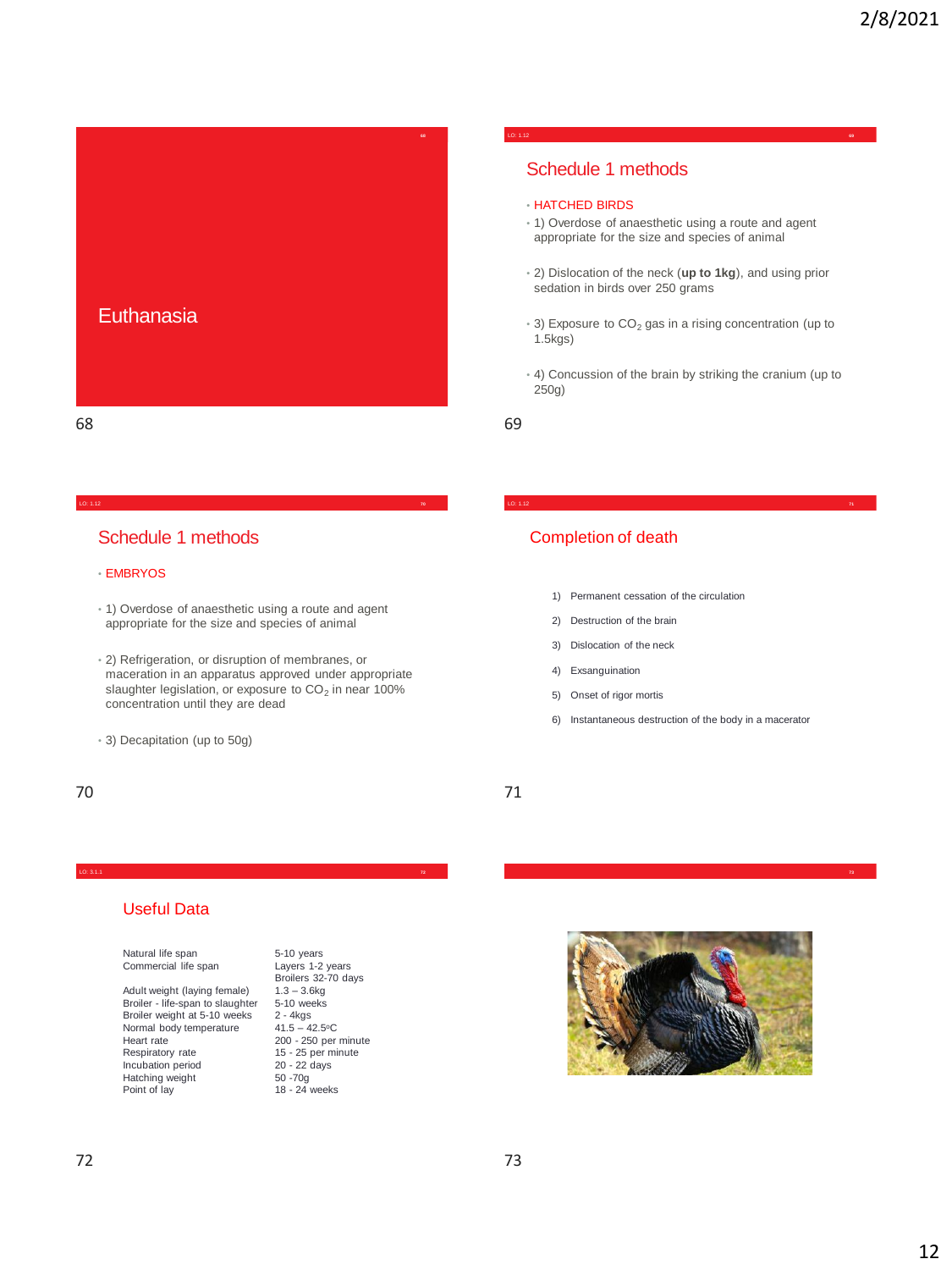# Euthanasia

## Schedule 1 methods

- HATCHED BIRDS
- 1) Overdose of anaesthetic using a route and agent appropriate for the size and species of animal
- 2) Dislocation of the neck (**up to 1kg**), and using prior sedation in birds over 250 grams
- 3) Exposure to $CO_2$ gas in a rising concentration (up to 1.5kgs)
- 4) Concussion of the brain by striking the cranium (up to 250g)

## Schedule 1 methods

- EMBRYOS
- 1) Overdose of anaesthetic using a route and agent appropriate for the size and species of animal
- 2) Refrigeration, or disruption of membranes, or maceration in an apparatus approved under appropriate slaughter legislation, or exposure to $CO_2$ in near 100% concentration until they are dead
- 3) Decapitation (up to 50g)

## Completion of death

1) Permanent cessation of the circulation
2) Destruction of the brain
3) Dislocation of the neck
4) Exsanguination
5) Onset of rigor mortis
6) Instantaneous destruction of the body in a macerator

## Useful Data

| | |
|---|---|
| Natural life span | 5-10 years |
| Commercial life span | Layers 1-2 years<br>Broilers 32-70 days |
| Adult weight (laying female) | 1.3 – 3.6kg |
| Broiler - life-span to slaughter | 5-10 weeks |
| Broiler weight at 5-10 weeks | 2 - 4kgs |
| Normal body temperature | 41.5 – 42.5°C |
| Heart rate | 200 - 250 per minute |
| Respiratory rate | 15 - 25 per minute |
| Incubation period | 20 - 22 days |
| Hatching weight | 50 -70g |
| Point of lay | 18 - 24 weeks |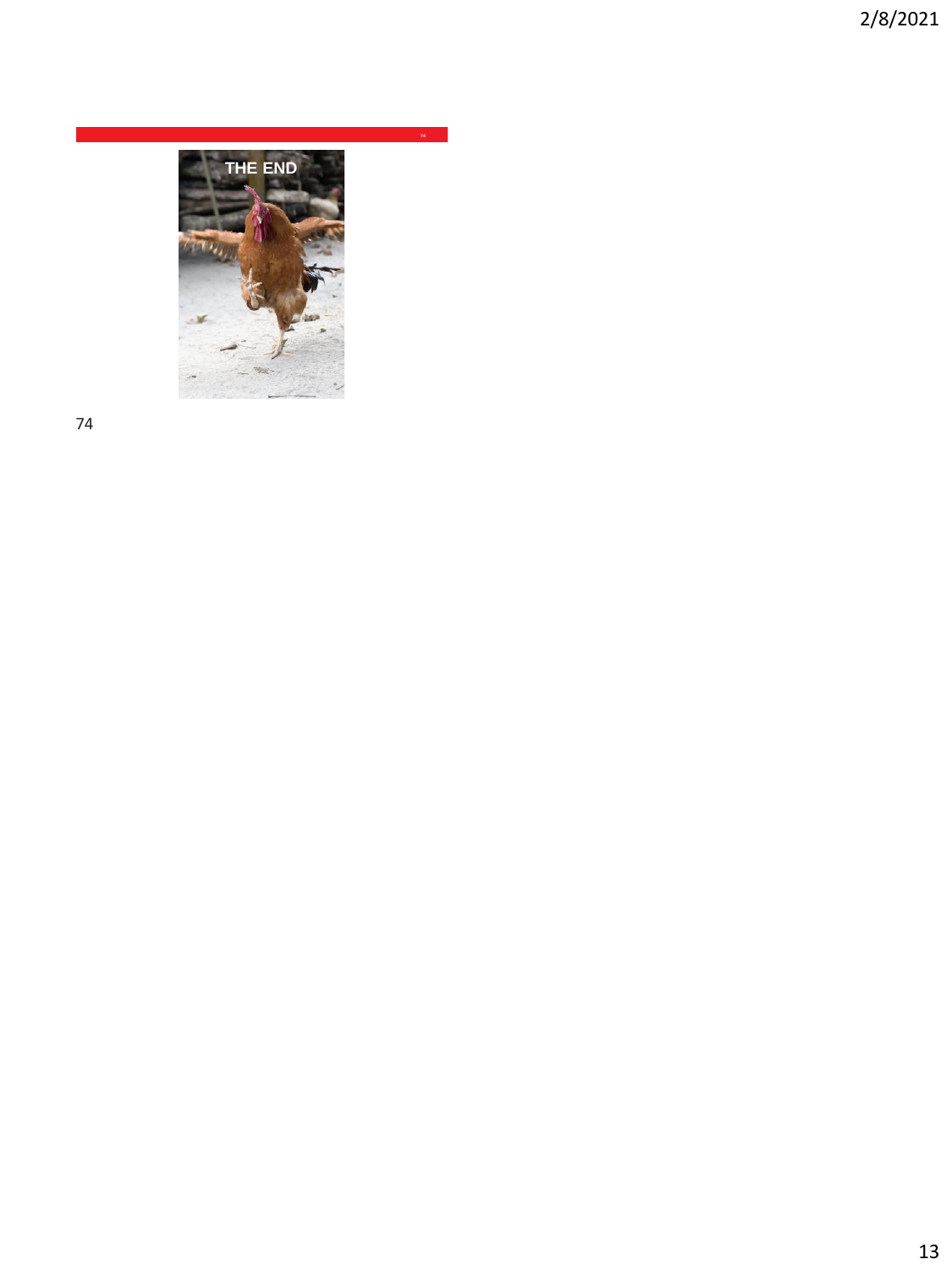THE END

74